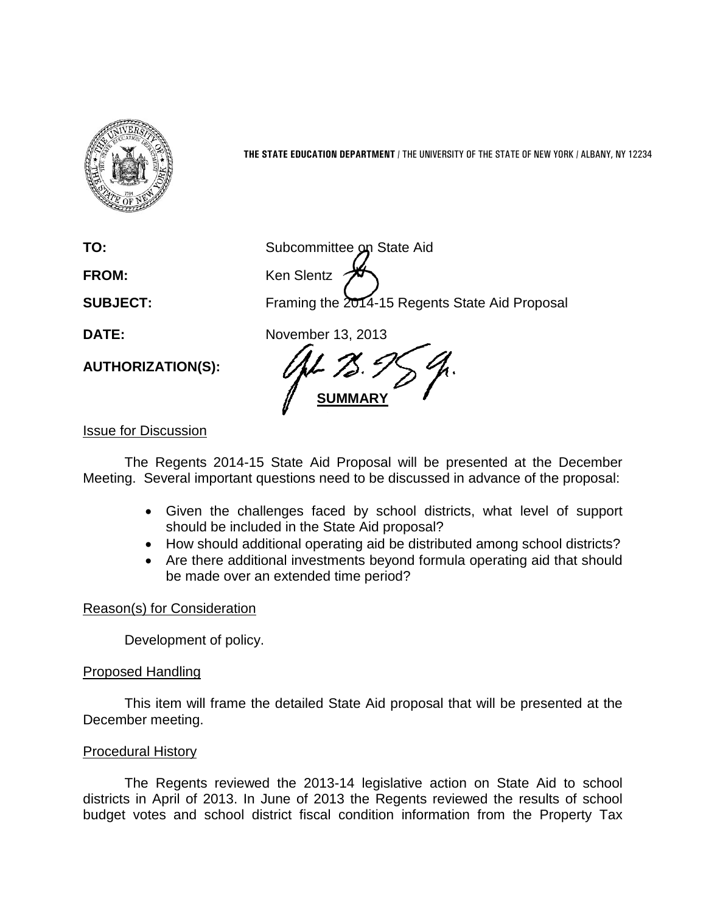**THE STATE EDUCATION DEPARTMENT** / THE UNIVERSITY OF THE STATE OF NEW YORK / ALBANY, NY 12234

**TO:** Subcommittee on State Aid

**FROM:** Ken Slentz

**SUBJECT:** Framing the 2014-15 Regents State Aid Proposal

**DATE:** November 13, 2013

**AUTHORIZATION(S):**

**SUMMARY**

Issue for Discussion

The Regents 2014-15 State Aid Proposal will be presented at the December Meeting. Several important questions need to be discussed in advance of the proposal:

- Given the challenges faced by school districts, what level of support should be included in the State Aid proposal?
- How should additional operating aid be distributed among school districts?
- Are there additional investments beyond formula operating aid that should be made over an extended time period?

Reason(s) for Consideration

Development of policy.

Proposed Handling

This item will frame the detailed State Aid proposal that will be presented at the December meeting.

Procedural History

The Regents reviewed the 2013-14 legislative action on State Aid to school districts in April of 2013. In June of 2013 the Regents reviewed the results of school budget votes and school district fiscal condition information from the Property Tax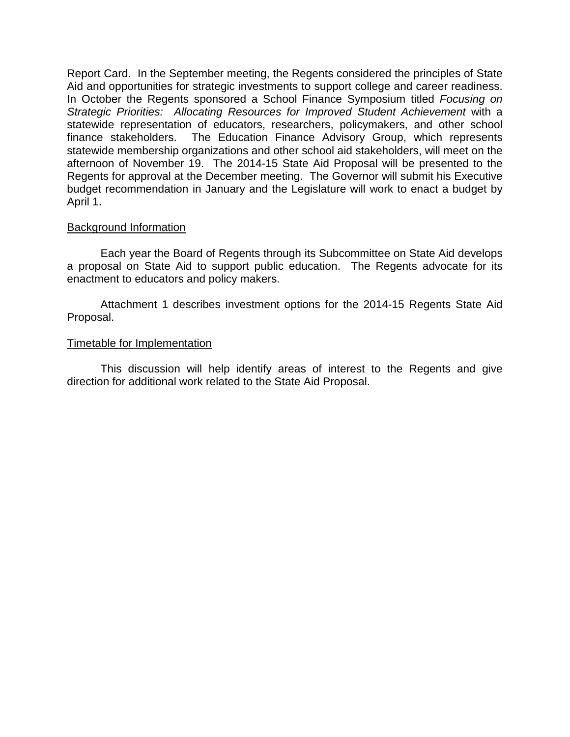Report Card.  In the September meeting, the Regents considered the principles of State Aid and opportunities for strategic investments to support college and career readiness. In October the Regents sponsored a School Finance Symposium titled *Focusing on Strategic Priorities:  Allocating Resources for Improved Student Achievement* with a statewide representation of educators, researchers, policymakers, and other school finance stakeholders.  The Education Finance Advisory Group, which represents statewide membership organizations and other school aid stakeholders, will meet on the afternoon of November 19.  The 2014-15 State Aid Proposal will be presented to the Regents for approval at the December meeting.  The Governor will submit his Executive budget recommendation in January and the Legislature will work to enact a budget by April 1.

<u>Background Information</u>

Each year the Board of Regents through its Subcommittee on State Aid develops a proposal on State Aid to support public education.  The Regents advocate for its enactment to educators and policy makers.

Attachment 1 describes investment options for the 2014-15 Regents State Aid Proposal.

<u>Timetable for Implementation</u>

This discussion will help identify areas of interest to the Regents and give direction for additional work related to the State Aid Proposal.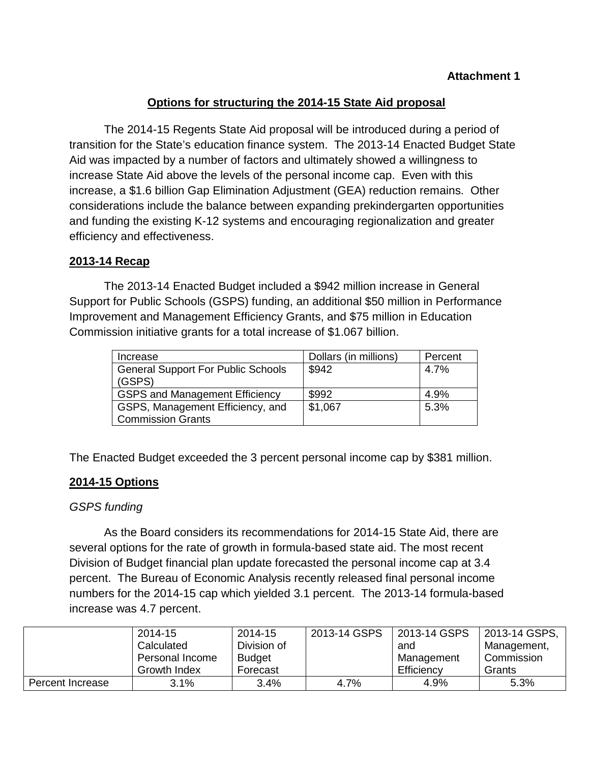**Attachment 1**

## Options for structuring the 2014-15 State Aid proposal

The 2014-15 Regents State Aid proposal will be introduced during a period of transition for the State's education finance system. The 2013-14 Enacted Budget State Aid was impacted by a number of factors and ultimately showed a willingness to increase State Aid above the levels of the personal income cap. Even with this increase, a $1.6 billion Gap Elimination Adjustment (GEA) reduction remains. Other considerations include the balance between expanding prekindergarten opportunities and funding the existing K-12 systems and encouraging regionalization and greater efficiency and effectiveness.

### 2013-14 Recap

The 2013-14 Enacted Budget included a $942 million increase in General Support for Public Schools (GSPS) funding, an additional $50 million in Performance Improvement and Management Efficiency Grants, and $75 million in Education Commission initiative grants for a total increase of $1.067 billion.

| Increase | Dollars (in millions) | Percent |
|---|---|---|
| General Support For Public Schools (GSPS) | $942 | 4.7% |
| GSPS and Management Efficiency | $992 | 4.9% |
| GSPS, Management Efficiency, and Commission Grants | $1,067 | 5.3% |

The Enacted Budget exceeded the 3 percent personal income cap by $381 million.

### 2014-15 Options

*GSPS funding*

As the Board considers its recommendations for 2014-15 State Aid, there are several options for the rate of growth in formula-based state aid. The most recent Division of Budget financial plan update forecasted the personal income cap at 3.4 percent. The Bureau of Economic Analysis recently released final personal income numbers for the 2014-15 cap which yielded 3.1 percent. The 2013-14 formula-based increase was 4.7 percent.

| | 2014-15 Calculated Personal Income Growth Index | 2014-15 Division of Budget Forecast | 2013-14 GSPS | 2013-14 GSPS and Management Efficiency | 2013-14 GSPS, Management, Commission Grants |
|---|---|---|---|---|---|
| Percent Increase | 3.1% | 3.4% | 4.7% | 4.9% | 5.3% |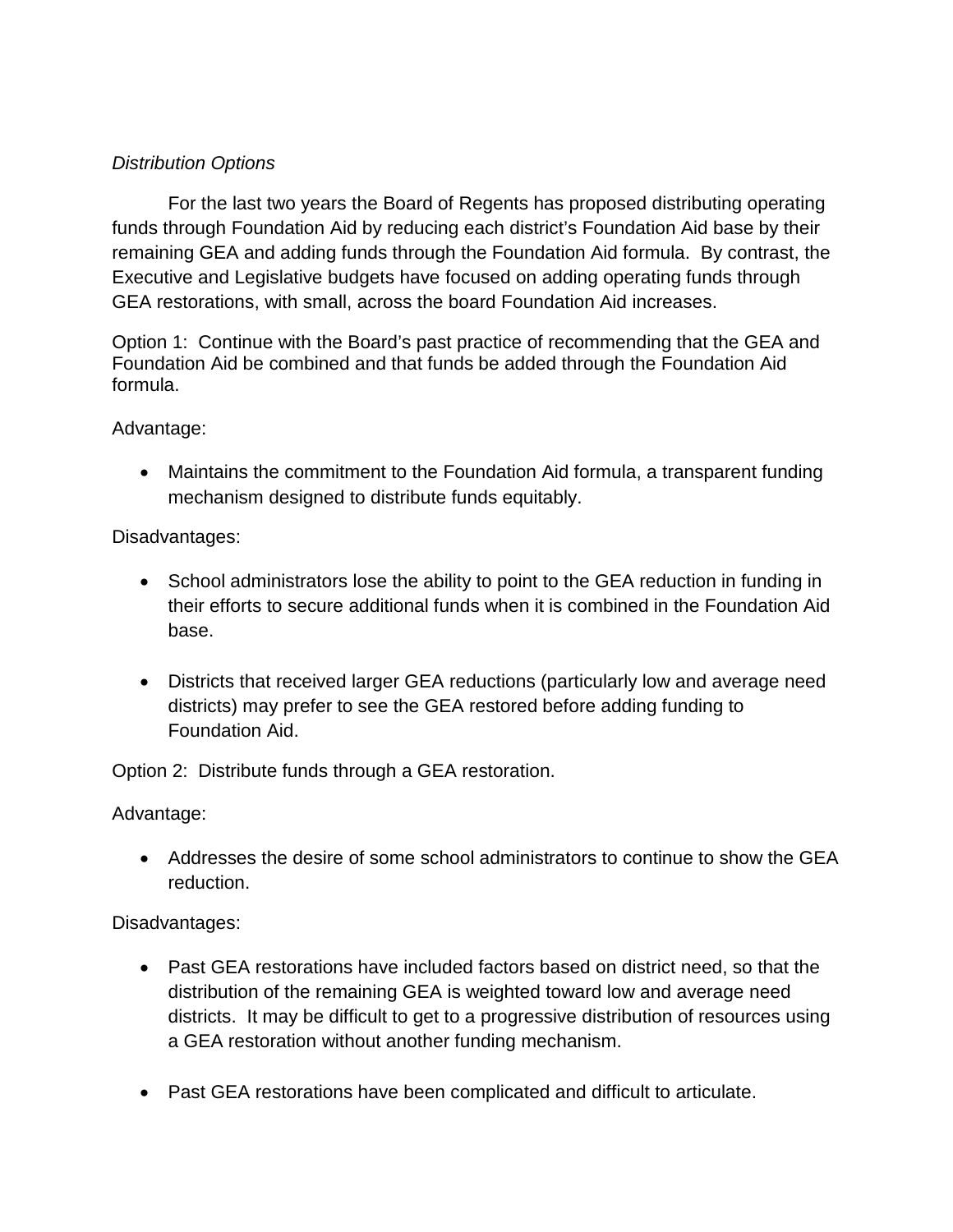*Distribution Options*

For the last two years the Board of Regents has proposed distributing operating funds through Foundation Aid by reducing each district's Foundation Aid base by their remaining GEA and adding funds through the Foundation Aid formula. By contrast, the Executive and Legislative budgets have focused on adding operating funds through GEA restorations, with small, across the board Foundation Aid increases.

Option 1: Continue with the Board's past practice of recommending that the GEA and Foundation Aid be combined and that funds be added through the Foundation Aid formula.

Advantage:

- Maintains the commitment to the Foundation Aid formula, a transparent funding mechanism designed to distribute funds equitably.

Disadvantages:

- School administrators lose the ability to point to the GEA reduction in funding in their efforts to secure additional funds when it is combined in the Foundation Aid base.

- Districts that received larger GEA reductions (particularly low and average need districts) may prefer to see the GEA restored before adding funding to Foundation Aid.

Option 2: Distribute funds through a GEA restoration.

Advantage:

- Addresses the desire of some school administrators to continue to show the GEA reduction.

Disadvantages:

- Past GEA restorations have included factors based on district need, so that the distribution of the remaining GEA is weighted toward low and average need districts. It may be difficult to get to a progressive distribution of resources using a GEA restoration without another funding mechanism.

- Past GEA restorations have been complicated and difficult to articulate.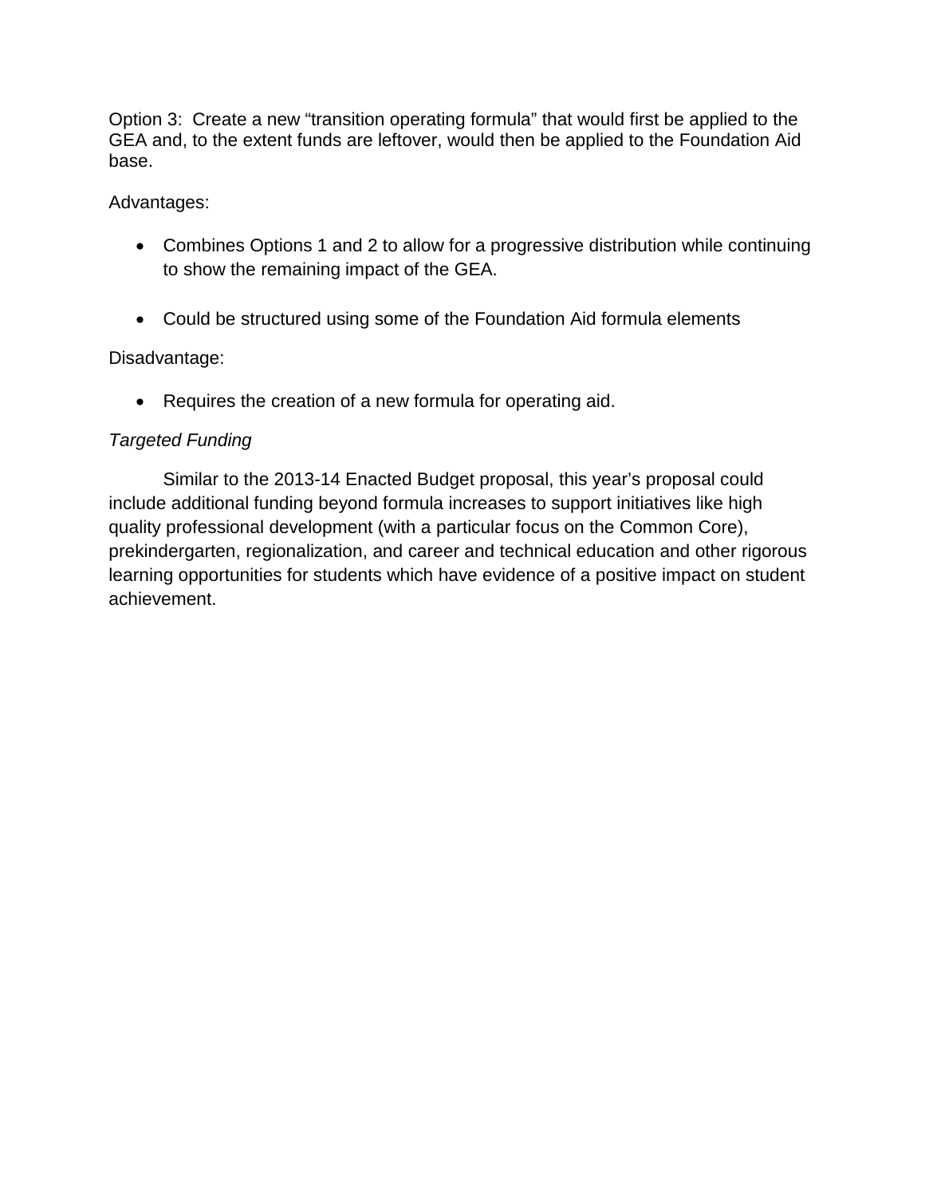Option 3: Create a new "transition operating formula" that would first be applied to the GEA and, to the extent funds are leftover, would then be applied to the Foundation Aid base.

Advantages:

- Combines Options 1 and 2 to allow for a progressive distribution while continuing to show the remaining impact of the GEA.
- Could be structured using some of the Foundation Aid formula elements

Disadvantage:

- Requires the creation of a new formula for operating aid.

*Targeted Funding*

Similar to the 2013-14 Enacted Budget proposal, this year's proposal could include additional funding beyond formula increases to support initiatives like high quality professional development (with a particular focus on the Common Core), prekindergarten, regionalization, and career and technical education and other rigorous learning opportunities for students which have evidence of a positive impact on student achievement.